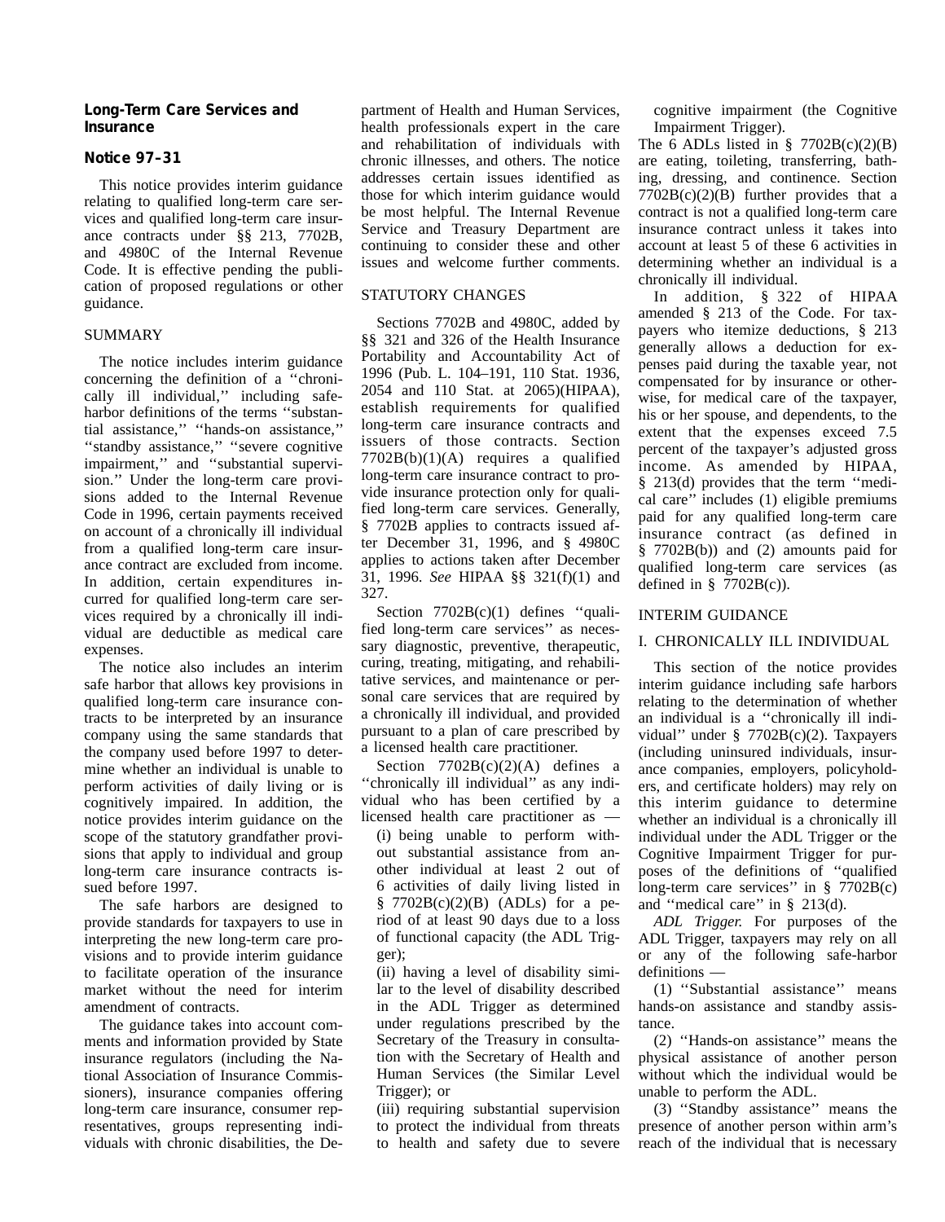## Long-Term Care Services and Insurance

## Notice 97–31

This notice provides interim guidance relating to qualified long-term care services and qualified long-term care insurance contracts under §§ 213, 7702B, and 4980C of the Internal Revenue Code. It is effective pending the publication of proposed regulations or other guidance.

### SUMMARY

The notice includes interim guidance concerning the definition of a ''chronically ill individual,'' including safe-harbor definitions of the terms ''substantial assistance,'' ''hands-on assistance,'' ''standby assistance,'' ''severe cognitive impairment,'' and ''substantial supervision.'' Under the long-term care provisions added to the Internal Revenue Code in 1996, certain payments received on account of a chronically ill individual from a qualified long-term care insurance contract are excluded from income. In addition, certain expenditures incurred for qualified long-term care services required by a chronically ill individual are deductible as medical care expenses.

The notice also includes an interim safe harbor that allows key provisions in qualified long-term care insurance contracts to be interpreted by an insurance company using the same standards that the company used before 1997 to determine whether an individual is unable to perform activities of daily living or is cognitively impaired. In addition, the notice provides interim guidance on the scope of the statutory grandfather provisions that apply to individual and group long-term care insurance contracts issued before 1997.

The safe harbors are designed to provide standards for taxpayers to use in interpreting the new long-term care provisions and to provide interim guidance to facilitate operation of the insurance market without the need for interim amendment of contracts.

The guidance takes into account comments and information provided by State insurance regulators (including the National Association of Insurance Commissioners), insurance companies offering long-term care insurance, consumer representatives, groups representing individuals with chronic disabilities, the Department of Health and Human Services, health professionals expert in the care and rehabilitation of individuals with chronic illnesses, and others. The notice addresses certain issues identified as those for which interim guidance would be most helpful. The Internal Revenue Service and Treasury Department are continuing to consider these and other issues and welcome further comments.

### STATUTORY CHANGES

Sections 7702B and 4980C, added by §§ 321 and 326 of the Health Insurance Portability and Accountability Act of 1996 (Pub. L. 104–191, 110 Stat. 1936, 2054 and 110 Stat. at 2065)(HIPAA), establish requirements for qualified long-term care insurance contracts and issuers of those contracts. Section 7702B(b)(1)(A) requires a qualified long-term care insurance contract to provide insurance protection only for qualified long-term care services. Generally, § 7702B applies to contracts issued after December 31, 1996, and § 4980C applies to actions taken after December 31, 1996. *See* HIPAA §§ 321(f)(1) and 327.

Section 7702B(c)(1) defines ''qualified long-term care services'' as necessary diagnostic, preventive, therapeutic, curing, treating, mitigating, and rehabilitative services, and maintenance or personal care services that are required by a chronically ill individual, and provided pursuant to a plan of care prescribed by a licensed health care practitioner.

Section 7702B(c)(2)(A) defines a ''chronically ill individual'' as any individual who has been certified by a licensed health care practitioner as —

(i) being unable to perform without substantial assistance from another individual at least 2 out of 6 activities of daily living listed in § 7702B(c)(2)(B) (ADLs) for a period of at least 90 days due to a loss of functional capacity (the ADL Trigger);

(ii) having a level of disability similar to the level of disability described in the ADL Trigger as determined under regulations prescribed by the Secretary of the Treasury in consultation with the Secretary of Health and Human Services (the Similar Level Trigger); or

(iii) requiring substantial supervision to protect the individual from threats to health and safety due to severe cognitive impairment (the Cognitive Impairment Trigger).

The 6 ADLs listed in § 7702B(c)(2)(B) are eating, toileting, transferring, bathing, dressing, and continence. Section 7702B(c)(2)(B) further provides that a contract is not a qualified long-term care insurance contract unless it takes into account at least 5 of these 6 activities in determining whether an individual is a chronically ill individual.

In addition, § 322 of HIPAA amended § 213 of the Code. For taxpayers who itemize deductions, § 213 generally allows a deduction for expenses paid during the taxable year, not compensated for by insurance or otherwise, for medical care of the taxpayer, his or her spouse, and dependents, to the extent that the expenses exceed 7.5 percent of the taxpayer's adjusted gross income. As amended by HIPAA, § 213(d) provides that the term ''medical care'' includes (1) eligible premiums paid for any qualified long-term care insurance contract (as defined in § 7702B(b)) and (2) amounts paid for qualified long-term care services (as defined in § 7702B(c)).

### INTERIM GUIDANCE

### I. CHRONICALLY ILL INDIVIDUAL

This section of the notice provides interim guidance including safe harbors relating to the determination of whether an individual is a ''chronically ill individual'' under § 7702B(c)(2). Taxpayers (including uninsured individuals, insurance companies, employers, policyholders, and certificate holders) may rely on this interim guidance to determine whether an individual is a chronically ill individual under the ADL Trigger or the Cognitive Impairment Trigger for purposes of the definitions of ''qualified long-term care services'' in § 7702B(c) and ''medical care'' in § 213(d).

*ADL Trigger.* For purposes of the ADL Trigger, taxpayers may rely on all or any of the following safe-harbor definitions —

(1) ''Substantial assistance'' means hands-on assistance and standby assistance.

(2) ''Hands-on assistance'' means the physical assistance of another person without which the individual would be unable to perform the ADL.

(3) ''Standby assistance'' means the presence of another person within arm's reach of the individual that is necessary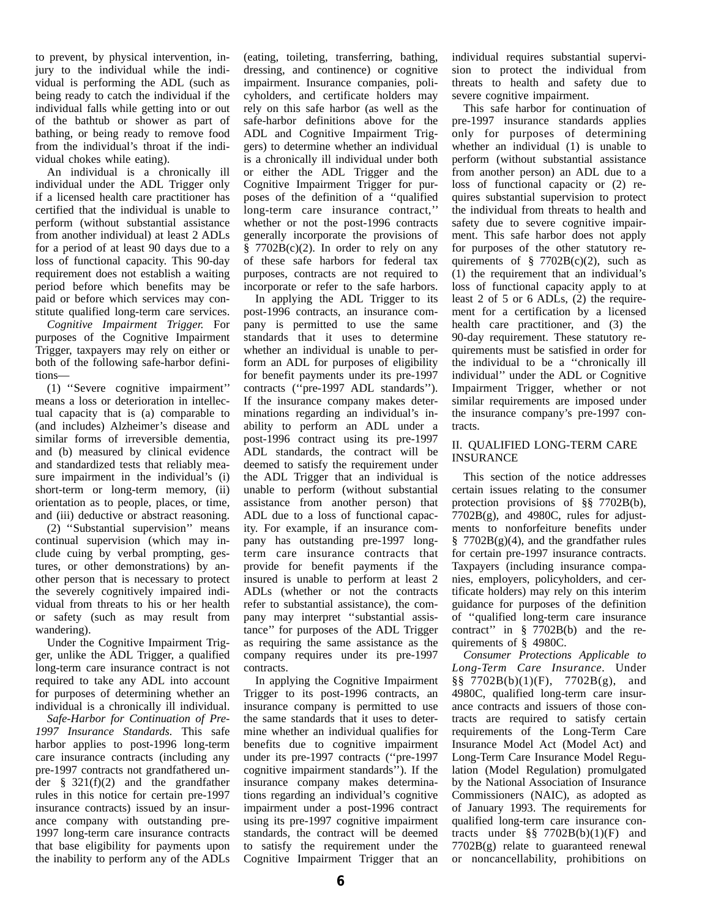to prevent, by physical intervention, injury to the individual while the individual is performing the ADL (such as being ready to catch the individual if the individual falls while getting into or out of the bathtub or shower as part of bathing, or being ready to remove food from the individual's throat if the individual chokes while eating).

An individual is a chronically ill individual under the ADL Trigger only if a licensed health care practitioner has certified that the individual is unable to perform (without substantial assistance from another individual) at least 2 ADLs for a period of at least 90 days due to a loss of functional capacity. This 90-day requirement does not establish a waiting period before which benefits may be paid or before which services may constitute qualified long-term care services.

*Cognitive Impairment Trigger.* For purposes of the Cognitive Impairment Trigger, taxpayers may rely on either or both of the following safe-harbor definitions—

(1) ''Severe cognitive impairment'' means a loss or deterioration in intellectual capacity that is (a) comparable to (and includes) Alzheimer's disease and similar forms of irreversible dementia, and (b) measured by clinical evidence and standardized tests that reliably measure impairment in the individual's (i) short-term or long-term memory, (ii) orientation as to people, places, or time, and (iii) deductive or abstract reasoning.

(2) ''Substantial supervision'' means continual supervision (which may include cuing by verbal prompting, gestures, or other demonstrations) by another person that is necessary to protect the severely cognitively impaired individual from threats to his or her health or safety (such as may result from wandering).

Under the Cognitive Impairment Trigger, unlike the ADL Trigger, a qualified long-term care insurance contract is not required to take any ADL into account for purposes of determining whether an individual is a chronically ill individual.

*Safe-Harbor for Continuation of Pre-1997 Insurance Standards.* This safe harbor applies to post-1996 long-term care insurance contracts (including any pre-1997 contracts not grandfathered under § 321(f)(2) and the grandfather rules in this notice for certain pre-1997 insurance contracts) issued by an insurance company with outstanding pre-1997 long-term care insurance contracts that base eligibility for payments upon the inability to perform any of the ADLs (eating, toileting, transferring, bathing, dressing, and continence) or cognitive impairment. Insurance companies, policyholders, and certificate holders may rely on this safe harbor (as well as the safe-harbor definitions above for the ADL and Cognitive Impairment Triggers) to determine whether an individual is a chronically ill individual under both or either the ADL Trigger and the Cognitive Impairment Trigger for purposes of the definition of a ''qualified long-term care insurance contract,'' whether or not the post-1996 contracts generally incorporate the provisions of § 7702B(c)(2). In order to rely on any of these safe harbors for federal tax purposes, contracts are not required to incorporate or refer to the safe harbors.

In applying the ADL Trigger to its post-1996 contracts, an insurance company is permitted to use the same standards that it uses to determine whether an individual is unable to perform an ADL for purposes of eligibility for benefit payments under its pre-1997 contracts (''pre-1997 ADL standards''). If the insurance company makes determinations regarding an individual's inability to perform an ADL under a post-1996 contract using its pre-1997 ADL standards, the contract will be deemed to satisfy the requirement under the ADL Trigger that an individual is unable to perform (without substantial assistance from another person) that ADL due to a loss of functional capacity. For example, if an insurance company has outstanding pre-1997 long-term care insurance contracts that provide for benefit payments if the insured is unable to perform at least 2 ADLs (whether or not the contracts refer to substantial assistance), the company may interpret ''substantial assistance'' for purposes of the ADL Trigger as requiring the same assistance as the company requires under its pre-1997 contracts.

In applying the Cognitive Impairment Trigger to its post-1996 contracts, an insurance company is permitted to use the same standards that it uses to determine whether an individual qualifies for benefits due to cognitive impairment under its pre-1997 contracts (''pre-1997 cognitive impairment standards''). If the insurance company makes determinations regarding an individual's cognitive impairment under a post-1996 contract using its pre-1997 cognitive impairment standards, the contract will be deemed to satisfy the requirement under the Cognitive Impairment Trigger that an individual requires substantial supervision to protect the individual from threats to health and safety due to severe cognitive impairment.

This safe harbor for continuation of pre-1997 insurance standards applies only for purposes of determining whether an individual (1) is unable to perform (without substantial assistance from another person) an ADL due to a loss of functional capacity or (2) requires substantial supervision to protect the individual from threats to health and safety due to severe cognitive impairment. This safe harbor does not apply for purposes of the other statutory requirements of § 7702B(c)(2), such as (1) the requirement that an individual's loss of functional capacity apply to at least 2 of 5 or 6 ADLs, (2) the requirement for a certification by a licensed health care practitioner, and (3) the 90-day requirement. These statutory requirements must be satisfied in order for the individual to be a ''chronically ill individual'' under the ADL or Cognitive Impairment Trigger, whether or not similar requirements are imposed under the insurance company's pre-1997 contracts.

## II. QUALIFIED LONG-TERM CARE INSURANCE

This section of the notice addresses certain issues relating to the consumer protection provisions of §§ 7702B(b), 7702B(g), and 4980C, rules for adjustments to nonforfeiture benefits under § 7702B(g)(4), and the grandfather rules for certain pre-1997 insurance contracts. Taxpayers (including insurance companies, employers, policyholders, and certificate holders) may rely on this interim guidance for purposes of the definition of ''qualified long-term care insurance contract'' in § 7702B(b) and the requirements of § 4980C.

*Consumer Protections Applicable to Long-Term Care Insurance.* Under §§ 7702B(b)(1)(F), 7702B(g), and 4980C, qualified long-term care insurance contracts and issuers of those contracts are required to satisfy certain requirements of the Long-Term Care Insurance Model Act (Model Act) and Long-Term Care Insurance Model Regulation (Model Regulation) promulgated by the National Association of Insurance Commissioners (NAIC), as adopted as of January 1993. The requirements for qualified long-term care insurance contracts under §§ 7702B(b)(1)(F) and 7702B(g) relate to guaranteed renewal or noncancellability, prohibitions on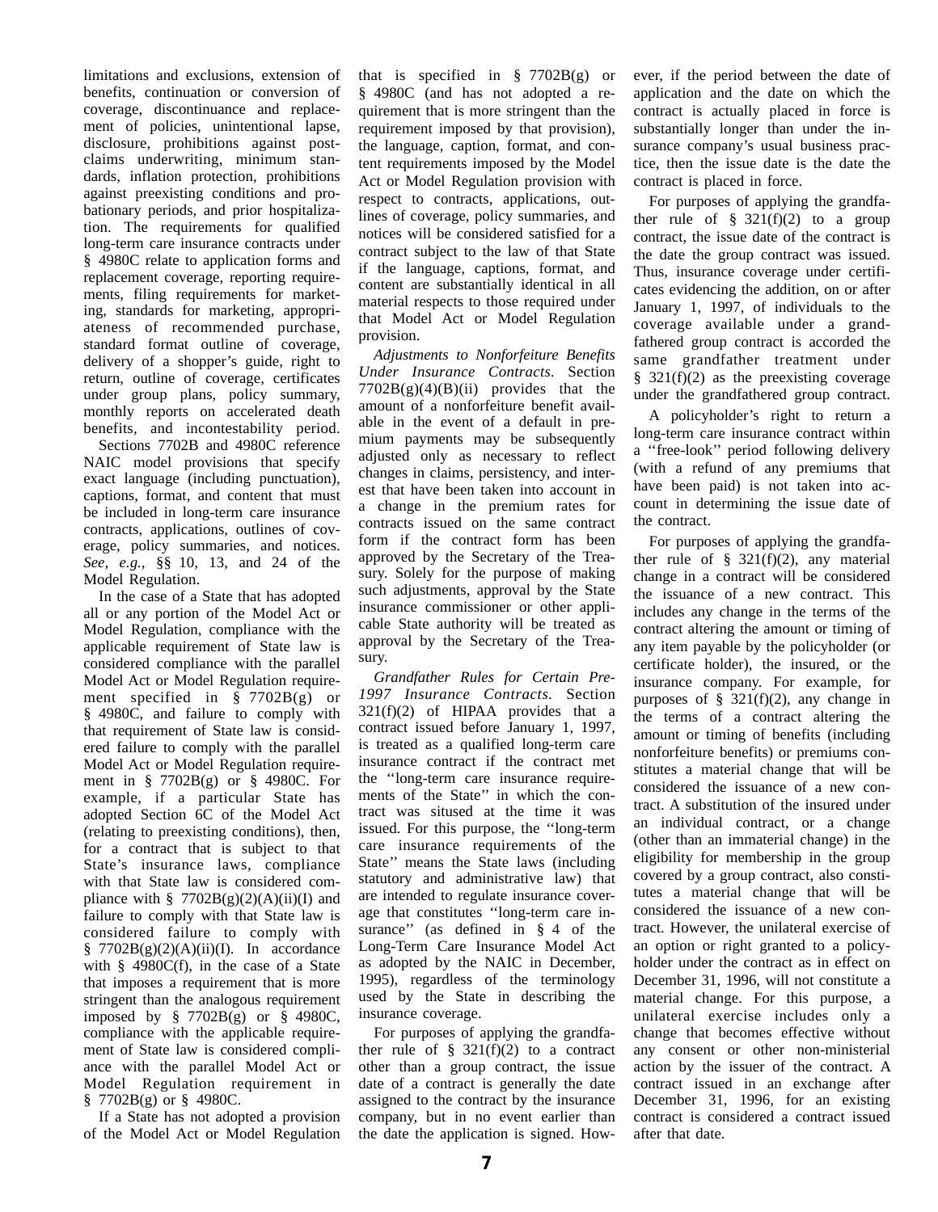limitations and exclusions, extension of benefits, continuation or conversion of coverage, discontinuance and replacement of policies, unintentional lapse, disclosure, prohibitions against post-claims underwriting, minimum standards, inflation protection, prohibitions against preexisting conditions and probationary periods, and prior hospitalization. The requirements for qualified long-term care insurance contracts under § 4980C relate to application forms and replacement coverage, reporting requirements, filing requirements for marketing, standards for marketing, appropriateness of recommended purchase, standard format outline of coverage, delivery of a shopper's guide, right to return, outline of coverage, certificates under group plans, policy summary, monthly reports on accelerated death benefits, and incontestability period.

Sections 7702B and 4980C reference NAIC model provisions that specify exact language (including punctuation), captions, format, and content that must be included in long-term care insurance contracts, applications, outlines of coverage, policy summaries, and notices. *See, e.g.*, §§ 10, 13, and 24 of the Model Regulation.

In the case of a State that has adopted all or any portion of the Model Act or Model Regulation, compliance with the applicable requirement of State law is considered compliance with the parallel Model Act or Model Regulation requirement specified in § 7702B(g) or § 4980C, and failure to comply with that requirement of State law is considered failure to comply with the parallel Model Act or Model Regulation requirement in § 7702B(g) or § 4980C. For example, if a particular State has adopted Section 6C of the Model Act (relating to preexisting conditions), then, for a contract that is subject to that State's insurance laws, compliance with that State law is considered compliance with § 7702B(g)(2)(A)(ii)(I) and failure to comply with that State law is considered failure to comply with § 7702B(g)(2)(A)(ii)(I). In accordance with § 4980C(f), in the case of a State that imposes a requirement that is more stringent than the analogous requirement imposed by § 7702B(g) or § 4980C, compliance with the applicable requirement of State law is considered compliance with the parallel Model Act or Model Regulation requirement in § 7702B(g) or § 4980C.

If a State has not adopted a provision of the Model Act or Model Regulation that is specified in § 7702B(g) or § 4980C (and has not adopted a requirement that is more stringent than the requirement imposed by that provision), the language, caption, format, and content requirements imposed by the Model Act or Model Regulation provision with respect to contracts, applications, outlines of coverage, policy summaries, and notices will be considered satisfied for a contract subject to the law of that State if the language, captions, format, and content are substantially identical in all material respects to those required under that Model Act or Model Regulation provision.

*Adjustments to Nonforfeiture Benefits Under Insurance Contracts.* Section 7702B(g)(4)(B)(ii) provides that the amount of a nonforfeiture benefit available in the event of a default in premium payments may be subsequently adjusted only as necessary to reflect changes in claims, persistency, and interest that have been taken into account in a change in the premium rates for contracts issued on the same contract form if the contract form has been approved by the Secretary of the Treasury. Solely for the purpose of making such adjustments, approval by the State insurance commissioner or other applicable State authority will be treated as approval by the Secretary of the Treasury.

*Grandfather Rules for Certain Pre-1997 Insurance Contracts.* Section 321(f)(2) of HIPAA provides that a contract issued before January 1, 1997, is treated as a qualified long-term care insurance contract if the contract met the ''long-term care insurance requirements of the State'' in which the contract was sitused at the time it was issued. For this purpose, the ''long-term care insurance requirements of the State'' means the State laws (including statutory and administrative law) that are intended to regulate insurance coverage that constitutes ''long-term care insurance'' (as defined in § 4 of the Long-Term Care Insurance Model Act as adopted by the NAIC in December, 1995), regardless of the terminology used by the State in describing the insurance coverage.

For purposes of applying the grandfather rule of § 321(f)(2) to a contract other than a group contract, the issue date of a contract is generally the date assigned to the contract by the insurance company, but in no event earlier than the date the application is signed. However, if the period between the date of application and the date on which the contract is actually placed in force is substantially longer than under the insurance company's usual business practice, then the issue date is the date the contract is placed in force.

For purposes of applying the grandfather rule of § 321(f)(2) to a group contract, the issue date of the contract is the date the group contract was issued. Thus, insurance coverage under certificates evidencing the addition, on or after January 1, 1997, of individuals to the coverage available under a grandfathered group contract is accorded the same grandfather treatment under § 321(f)(2) as the preexisting coverage under the grandfathered group contract.

A policyholder's right to return a long-term care insurance contract within a ''free-look'' period following delivery (with a refund of any premiums that have been paid) is not taken into account in determining the issue date of the contract.

For purposes of applying the grandfather rule of § 321(f)(2), any material change in a contract will be considered the issuance of a new contract. This includes any change in the terms of the contract altering the amount or timing of any item payable by the policyholder (or certificate holder), the insured, or the insurance company. For example, for purposes of § 321(f)(2), any change in the terms of a contract altering the amount or timing of benefits (including nonforfeiture benefits) or premiums constitutes a material change that will be considered the issuance of a new contract. A substitution of the insured under an individual contract, or a change (other than an immaterial change) in the eligibility for membership in the group covered by a group contract, also constitutes a material change that will be considered the issuance of a new contract. However, the unilateral exercise of an option or right granted to a policyholder under the contract as in effect on December 31, 1996, will not constitute a material change. For this purpose, a unilateral exercise includes only a change that becomes effective without any consent or other non-ministerial action by the issuer of the contract. A contract issued in an exchange after December 31, 1996, for an existing contract is considered a contract issued after that date.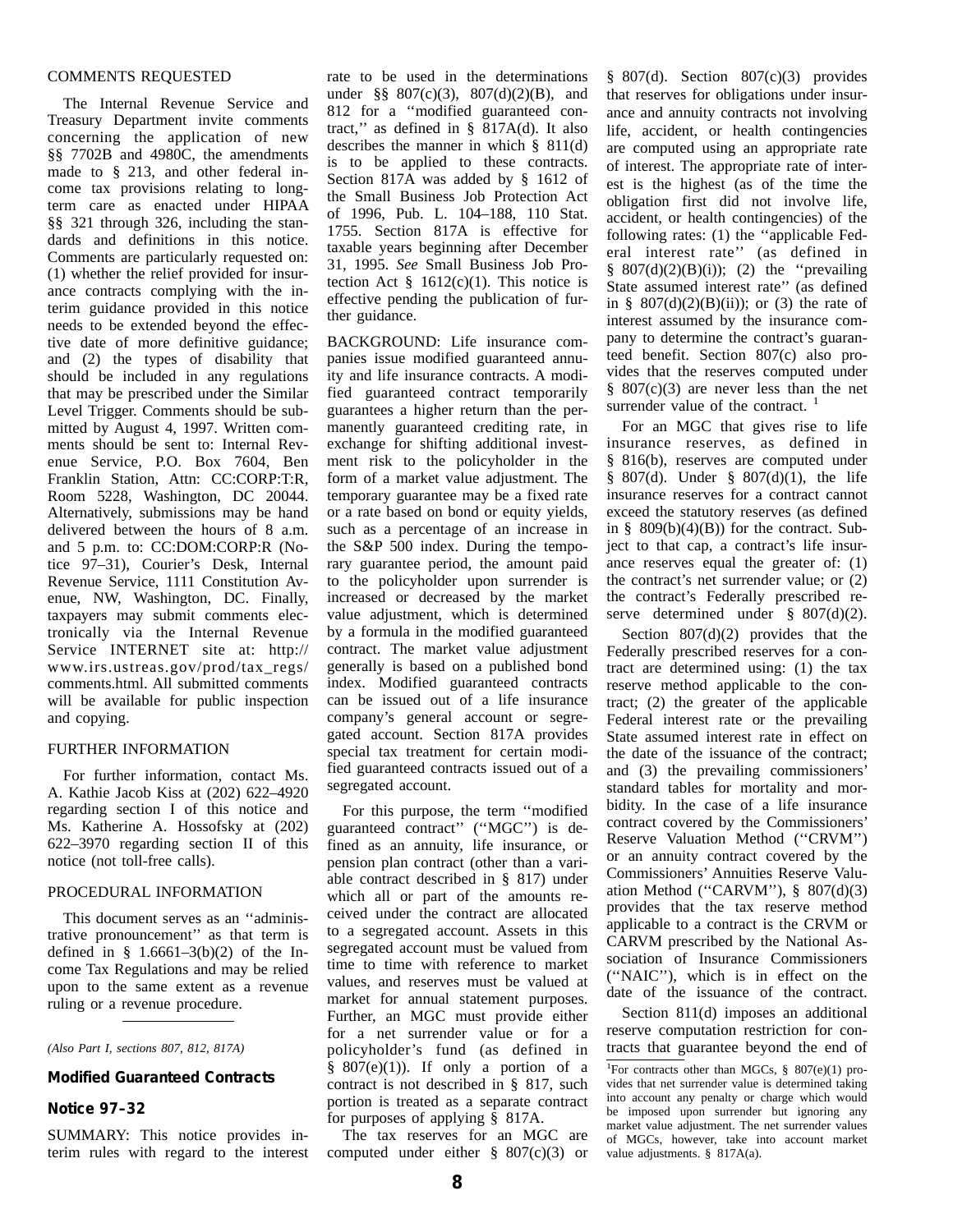COMMENTS REQUESTED

The Internal Revenue Service and Treasury Department invite comments concerning the application of new §§ 7702B and 4980C, the amendments made to § 213, and other federal income tax provisions relating to long-term care as enacted under HIPAA §§ 321 through 326, including the standards and definitions in this notice. Comments are particularly requested on: (1) whether the relief provided for insurance contracts complying with the interim guidance provided in this notice needs to be extended beyond the effective date of more definitive guidance; and (2) the types of disability that should be included in any regulations that may be prescribed under the Similar Level Trigger. Comments should be submitted by August 4, 1997. Written comments should be sent to: Internal Revenue Service, P.O. Box 7604, Ben Franklin Station, Attn: CC:CORP:T:R, Room 5228, Washington, DC 20044. Alternatively, submissions may be hand delivered between the hours of 8 a.m. and 5 p.m. to: CC:DOM:CORP:R (Notice 97–31), Courier's Desk, Internal Revenue Service, 1111 Constitution Avenue, NW, Washington, DC. Finally, taxpayers may submit comments electronically via the Internal Revenue Service INTERNET site at: http://www.irs.ustreas.gov/prod/tax_regs/comments.html. All submitted comments will be available for public inspection and copying.

FURTHER INFORMATION

For further information, contact Ms. A. Kathie Jacob Kiss at (202) 622–4920 regarding section I of this notice and Ms. Katherine A. Hossofsky at (202) 622–3970 regarding section II of this notice (not toll-free calls).

PROCEDURAL INFORMATION

This document serves as an ''administrative pronouncement'' as that term is defined in § 1.6661–3(b)(2) of the Income Tax Regulations and may be relied upon to the same extent as a revenue ruling or a revenue procedure.

*(Also Part I, sections 807, 812, 817A)*

**Modified Guaranteed Contracts**

**Notice 97–32**

SUMMARY: This notice provides interim rules with regard to the interest rate to be used in the determinations under §§ 807(c)(3), 807(d)(2)(B), and 812 for a ''modified guaranteed contract,'' as defined in § 817A(d). It also describes the manner in which § 811(d) is to be applied to these contracts. Section 817A was added by § 1612 of the Small Business Job Protection Act of 1996, Pub. L. 104–188, 110 Stat. 1755. Section 817A is effective for taxable years beginning after December 31, 1995. *See* Small Business Job Protection Act § 1612(c)(1). This notice is effective pending the publication of further guidance.

BACKGROUND: Life insurance companies issue modified guaranteed annuity and life insurance contracts. A modified guaranteed contract temporarily guarantees a higher return than the permanently guaranteed crediting rate, in exchange for shifting additional investment risk to the policyholder in the form of a market value adjustment. The temporary guarantee may be a fixed rate or a rate based on bond or equity yields, such as a percentage of an increase in the S&P 500 index. During the temporary guarantee period, the amount paid to the policyholder upon surrender is increased or decreased by the market value adjustment, which is determined by a formula in the modified guaranteed contract. The market value adjustment generally is based on a published bond index. Modified guaranteed contracts can be issued out of a life insurance company's general account or segregated account. Section 817A provides special tax treatment for certain modified guaranteed contracts issued out of a segregated account.

For this purpose, the term ''modified guaranteed contract'' (''MGC'') is defined as an annuity, life insurance, or pension plan contract (other than a variable contract described in § 817) under which all or part of the amounts received under the contract are allocated to a segregated account. Assets in this segregated account must be valued from time to time with reference to market values, and reserves must be valued at market for annual statement purposes. Further, an MGC must provide either for a net surrender value or for a policyholder's fund (as defined in § 807(e)(1)). If only a portion of a contract is not described in § 817, such portion is treated as a separate contract for purposes of applying § 817A.

The tax reserves for an MGC are computed under either § 807(c)(3) or § 807(d). Section 807(c)(3) provides that reserves for obligations under insurance and annuity contracts not involving life, accident, or health contingencies are computed using an appropriate rate of interest. The appropriate rate of interest is the highest (as of the time the obligation first did not involve life, accident, or health contingencies) of the following rates: (1) the ''applicable Federal interest rate'' (as defined in § 807(d)(2)(B)(i)); (2) the ''prevailing State assumed interest rate'' (as defined in § 807(d)(2)(B)(ii)); or (3) the rate of interest assumed by the insurance company to determine the contract's guaranteed benefit. Section 807(c) also provides that the reserves computed under § 807(c)(3) are never less than the net surrender value of the contract. [1]

For an MGC that gives rise to life insurance reserves, as defined in § 816(b), reserves are computed under § 807(d). Under § 807(d)(1), the life insurance reserves for a contract cannot exceed the statutory reserves (as defined in § 809(b)(4)(B)) for the contract. Subject to that cap, a contract's life insurance reserves equal the greater of: (1) the contract's net surrender value; or (2) the contract's Federally prescribed reserve determined under § 807(d)(2).

Section 807(d)(2) provides that the Federally prescribed reserves for a contract are determined using: (1) the tax reserve method applicable to the contract; (2) the greater of the applicable Federal interest rate or the prevailing State assumed interest rate in effect on the date of the issuance of the contract; and (3) the prevailing commissioners' standard tables for mortality and morbidity. In the case of a life insurance contract covered by the Commissioners' Reserve Valuation Method (''CRVM'') or an annuity contract covered by the Commissioners' Annuities Reserve Valuation Method (''CARVM''), § 807(d)(3) provides that the tax reserve method applicable to a contract is the CRVM or CARVM prescribed by the National Association of Insurance Commissioners (''NAIC''), which is in effect on the date of the issuance of the contract.

Section 811(d) imposes an additional reserve computation restriction for contracts that guarantee beyond the end of

[1] For contracts other than MGCs, § 807(e)(1) provides that net surrender value is determined taking into account any penalty or charge which would be imposed upon surrender but ignoring any market value adjustment. The net surrender values of MGCs, however, take into account market value adjustments. § 817A(a).